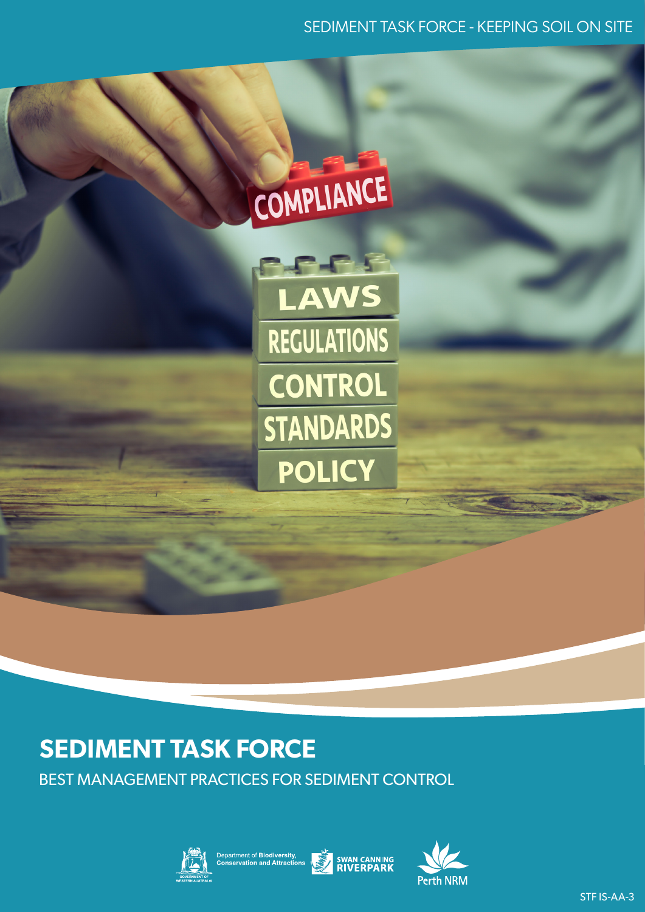SEDIMENT TASK FORCE - KEEPING SOIL ON SITE

# SEDIMENT TASK FORCE

BEST MANAGEMENT PRACTICES FOR SEDIMENT CONTROL

Department of Biodiversity, Conservation and Attractions

SWAN CANNING RIVERPARK

Perth NRM

STF IS-AA-3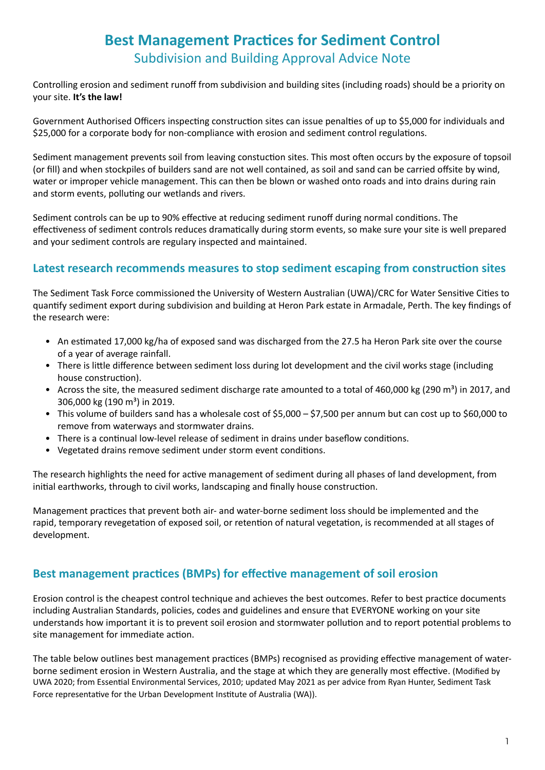# Best Management Practices for Sediment Control

## Subdivision and Building Approval Advice Note

Controlling erosion and sediment runoff from subdivision and building sites (including roads) should be a priority on your site. **It's the law!**

Government Authorised Officers inspecting construction sites can issue penalties of up to $5,000 for individuals and $25,000 for a corporate body for non-compliance with erosion and sediment control regulations.

Sediment management prevents soil from leaving constuction sites. This most often occurs by the exposure of topsoil (or fill) and when stockpiles of builders sand are not well contained, as soil and sand can be carried offsite by wind, water or improper vehicle management. This can then be blown or washed onto roads and into drains during rain and storm events, polluting our wetlands and rivers.

Sediment controls can be up to 90% effective at reducing sediment runoff during normal conditions. The effectiveness of sediment controls reduces dramatically during storm events, so make sure your site is well prepared and your sediment controls are regulary inspected and maintained.

## Latest research recommends measures to stop sediment escaping from construction sites

The Sediment Task Force commissioned the University of Western Australian (UWA)/CRC for Water Sensitive Cities to quantify sediment export during subdivision and building at Heron Park estate in Armadale, Perth. The key findings of the research were:

- An estimated 17,000 kg/ha of exposed sand was discharged from the 27.5 ha Heron Park site over the course of a year of average rainfall.
- There is little difference between sediment loss during lot development and the civil works stage (including house construction).
- Across the site, the measured sediment discharge rate amounted to a total of 460,000 kg (290 m$^3$) in 2017, and 306,000 kg (190 m$^3$) in 2019.
- This volume of builders sand has a wholesale cost of $5,000 – $7,500 per annum but can cost up to $60,000 to remove from waterways and stormwater drains.
- There is a continual low-level release of sediment in drains under baseflow conditions.
- Vegetated drains remove sediment under storm event conditions.

The research highlights the need for active management of sediment during all phases of land development, from initial earthworks, through to civil works, landscaping and finally house construction.

Management practices that prevent both air- and water-borne sediment loss should be implemented and the rapid, temporary revegetation of exposed soil, or retention of natural vegetation, is recommended at all stages of development.

## Best management practices (BMPs) for effective management of soil erosion

Erosion control is the cheapest control technique and achieves the best outcomes. Refer to best practice documents including Australian Standards, policies, codes and guidelines and ensure that EVERYONE working on your site understands how important it is to prevent soil erosion and stormwater pollution and to report potential problems to site management for immediate action.

The table below outlines best management practices (BMPs) recognised as providing effective management of water-borne sediment erosion in Western Australia, and the stage at which they are generally most effective. (Modified by UWA 2020; from Essential Environmental Services, 2010; updated May 2021 as per advice from Ryan Hunter, Sediment Task Force representative for the Urban Development Institute of Australia (WA)).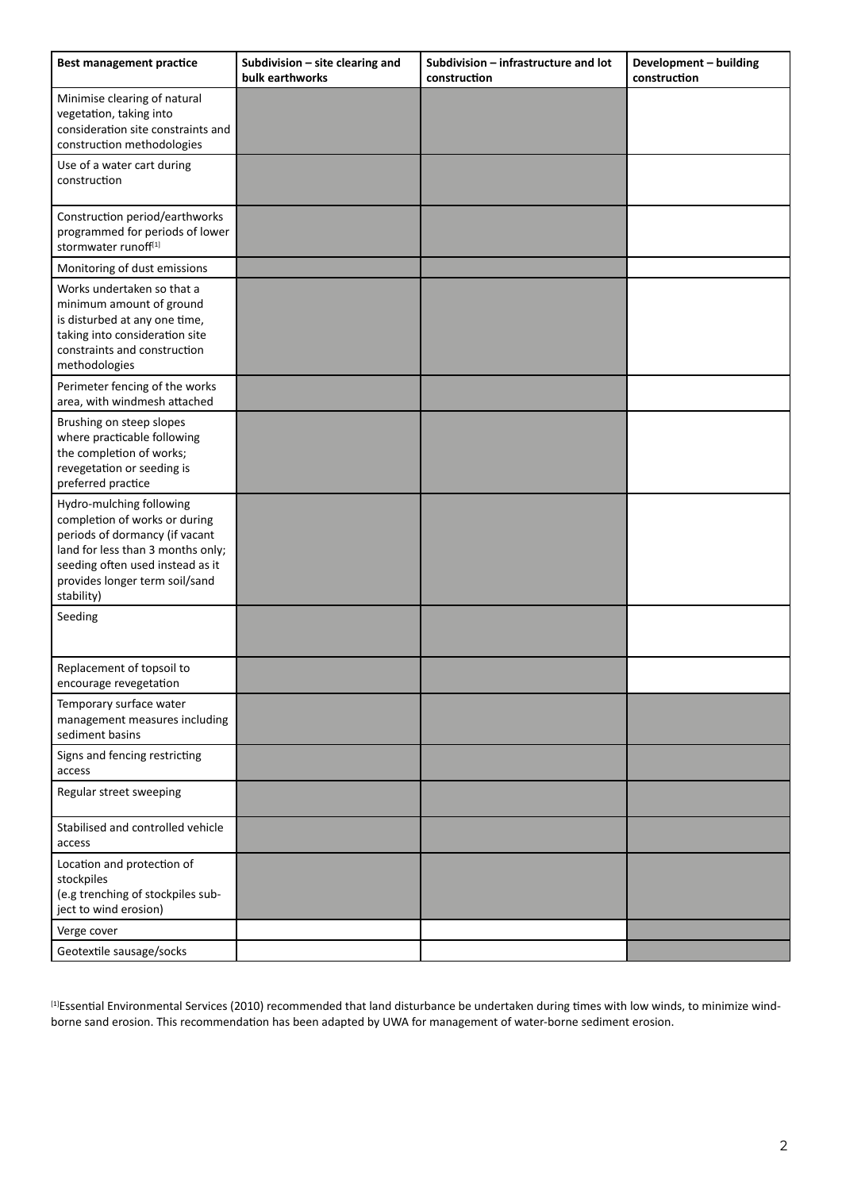| Best management practice | Subdivision – site clearing and bulk earthworks | Subdivision – infrastructure and lot construction | Development – building construction |
|---|---|---|---|
| Minimise clearing of natural vegetation, taking into consideration site constraints and construction methodologies | ✓ | ✓ | |
| Use of a water cart during construction | ✓ | ✓ | |
| Construction period/earthworks programmed for periods of lower stormwater runoff[1] | ✓ | ✓ | |
| Monitoring of dust emissions | ✓ | ✓ | |
| Works undertaken so that a minimum amount of ground is disturbed at any one time, taking into consideration site constraints and construction methodologies | ✓ | ✓ | |
| Perimeter fencing of the works area, with windmesh attached | ✓ | ✓ | |
| Brushing on steep slopes where practicable following the completion of works; revegetation or seeding is preferred practice | ✓ | ✓ | |
| Hydro-mulching following completion of works or during periods of dormancy (if vacant land for less than 3 months only; seeding often used instead as it provides longer term soil/sand stability) | ✓ | ✓ | |
| Seeding | ✓ | ✓ | |
| Replacement of topsoil to encourage revegetation | ✓ | ✓ | |
| Temporary surface water management measures including sediment basins | ✓ | ✓ | ✓ |
| Signs and fencing restricting access | ✓ | ✓ | ✓ |
| Regular street sweeping | ✓ | ✓ | ✓ |
| Stabilised and controlled vehicle access | ✓ | ✓ | ✓ |
| Location and protection of stockpiles (e.g trenching of stockpiles subject to wind erosion) | ✓ | ✓ | ✓ |
| Verge cover | | | ✓ |
| Geotextile sausage/socks | | | ✓ |

Note: ✓ indicates a shaded (applicable) cell in the original table.

[1]Essential Environmental Services (2010) recommended that land disturbance be undertaken during times with low winds, to minimize wind-borne sand erosion. This recommendation has been adapted by UWA for management of water-borne sediment erosion.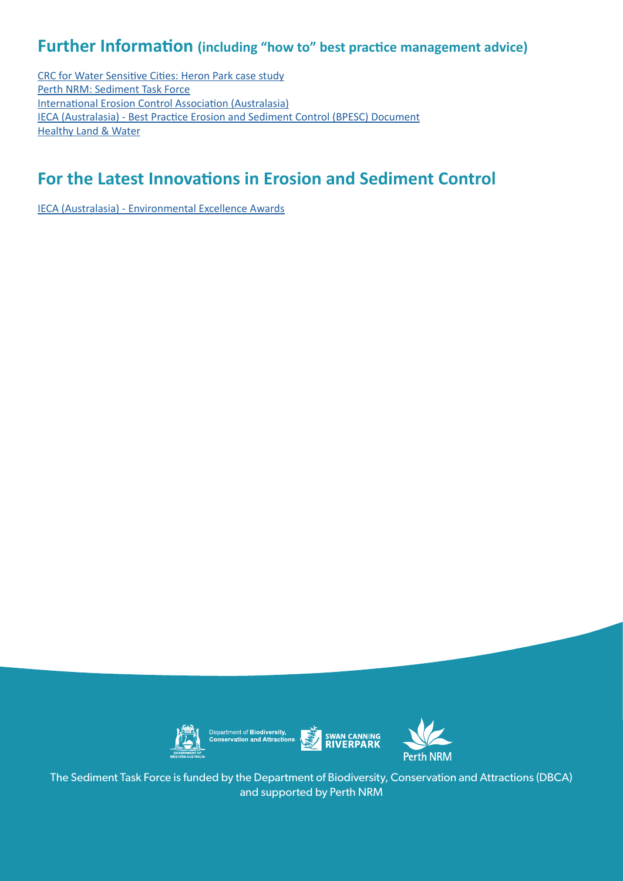## Further Information (including "how to" best practice management advice)

CRC for Water Sensitive Cities: Heron Park case study
Perth NRM: Sediment Task Force
International Erosion Control Association (Australasia)
IECA (Australasia) - Best Practice Erosion and Sediment Control (BPESC) Document
Healthy Land & Water

## For the Latest Innovations in Erosion and Sediment Control

IECA (Australasia) - Environmental Excellence Awards

The Sediment Task Force is funded by the Department of Biodiversity, Conservation and Attractions (DBCA) and supported by Perth NRM